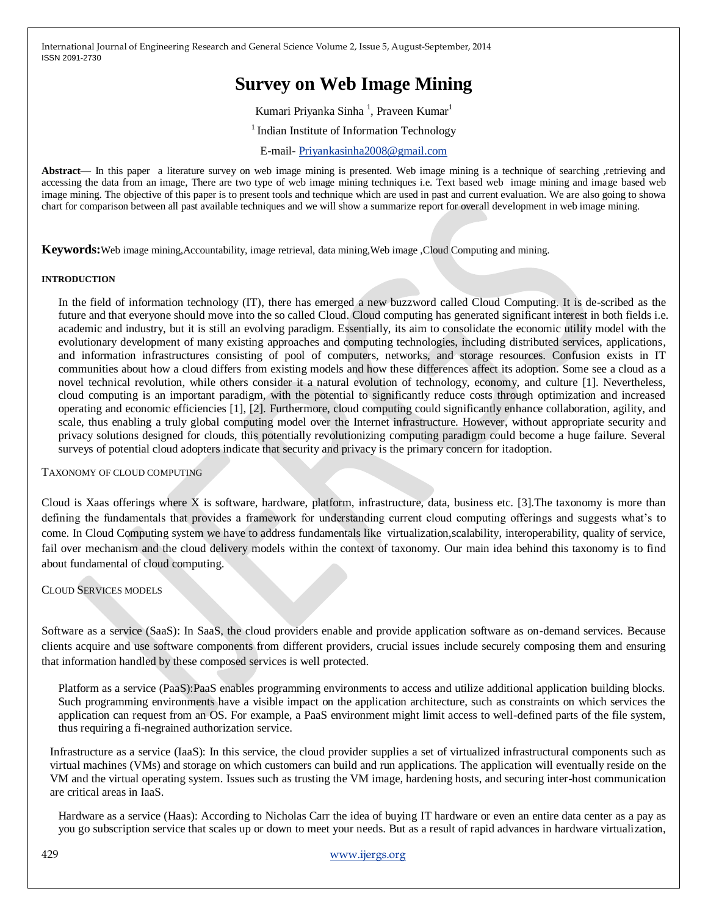# Survey on Web Image Mining

Kumari Priyanka Sinha [1], Praveen Kumar[1]

[1] Indian Institute of Information Technology

E-mail- Priyankasinha2008@gmail.com

**Abstract—** In this paper a literature survey on web image mining is presented. Web image mining is a technique of searching ,retrieving and accessing the data from an image, There are two type of web image mining techniques i.e. Text based web image mining and image based web image mining. The objective of this paper is to present tools and technique which are used in past and current evaluation. We are also going to showa chart for comparison between all past available techniques and we will show a summarize report for overall development in web image mining.

**Keywords:**Web image mining,Accountability, image retrieval, data mining,Web image ,Cloud Computing and mining.

## INTRODUCTION

In the field of information technology (IT), there has emerged a new buzzword called Cloud Computing. It is de-scribed as the future and that everyone should move into the so called Cloud. Cloud computing has generated significant interest in both fields i.e. academic and industry, but it is still an evolving paradigm. Essentially, its aim to consolidate the economic utility model with the evolutionary development of many existing approaches and computing technologies, including distributed services, applications, and information infrastructures consisting of pool of computers, networks, and storage resources. Confusion exists in IT communities about how a cloud differs from existing models and how these differences affect its adoption. Some see a cloud as a novel technical revolution, while others consider it a natural evolution of technology, economy, and culture [1]. Nevertheless, cloud computing is an important paradigm, with the potential to significantly reduce costs through optimization and increased operating and economic efficiencies [1], [2]. Furthermore, cloud computing could significantly enhance collaboration, agility, and scale, thus enabling a truly global computing model over the Internet infrastructure. However, without appropriate security and privacy solutions designed for clouds, this potentially revolutionizing computing paradigm could become a huge failure. Several surveys of potential cloud adopters indicate that security and privacy is the primary concern for itadoption.

## TAXONOMY OF CLOUD COMPUTING

Cloud is Xaas offerings where X is software, hardware, platform, infrastructure, data, business etc. [3].The taxonomy is more than defining the fundamentals that provides a framework for understanding current cloud computing offerings and suggests what's to come. In Cloud Computing system we have to address fundamentals like virtualization,scalability, interoperability, quality of service, fail over mechanism and the cloud delivery models within the context of taxonomy. Our main idea behind this taxonomy is to find about fundamental of cloud computing.

## CLOUD SERVICES MODELS

Software as a service (SaaS): In SaaS, the cloud providers enable and provide application software as on-demand services. Because clients acquire and use software components from different providers, crucial issues include securely composing them and ensuring that information handled by these composed services is well protected.

Platform as a service (PaaS):PaaS enables programming environments to access and utilize additional application building blocks. Such programming environments have a visible impact on the application architecture, such as constraints on which services the application can request from an OS. For example, a PaaS environment might limit access to well-defined parts of the file system, thus requiring a fi-negrained authorization service.

Infrastructure as a service (IaaS): In this service, the cloud provider supplies a set of virtualized infrastructural components such as virtual machines (VMs) and storage on which customers can build and run applications. The application will eventually reside on the VM and the virtual operating system. Issues such as trusting the VM image, hardening hosts, and securing inter-host communication are critical areas in IaaS.

Hardware as a service (Haas): According to Nicholas Carr the idea of buying IT hardware or even an entire data center as a pay as you go subscription service that scales up or down to meet your needs. But as a result of rapid advances in hardware virtualization,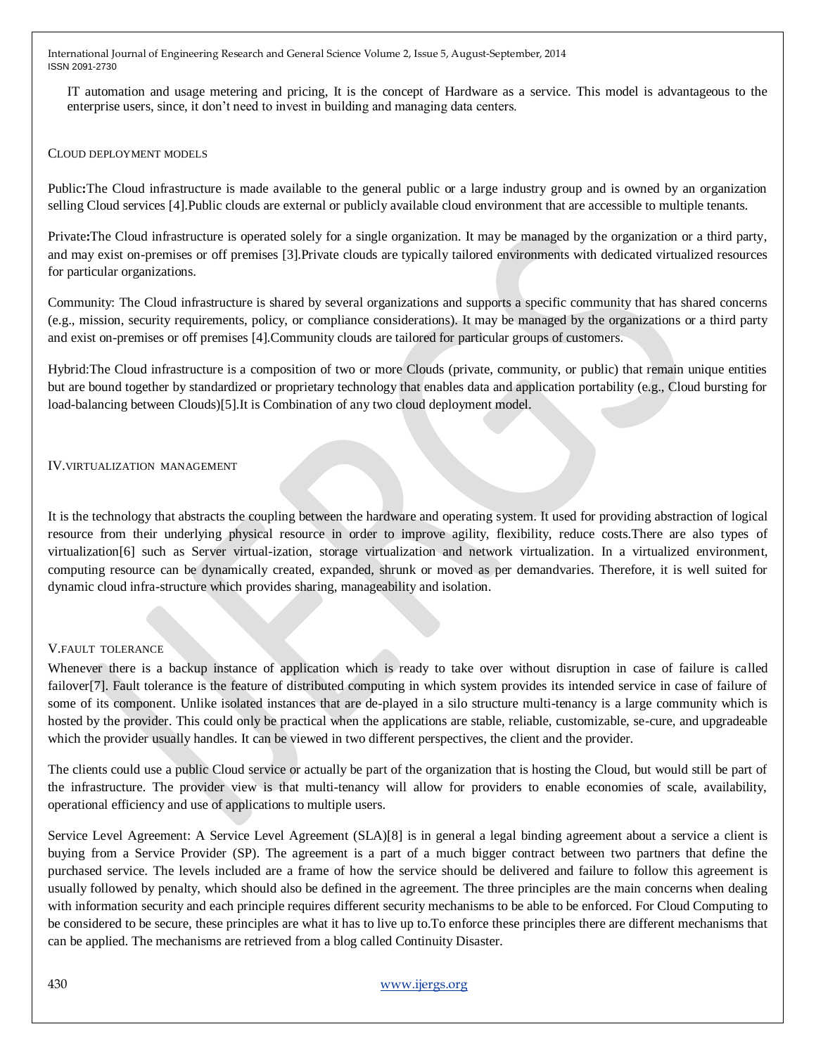IT automation and usage metering and pricing, It is the concept of Hardware as a service. This model is advantageous to the enterprise users, since, it don't need to invest in building and managing data centers.

### CLOUD DEPLOYMENT MODELS

Public**:**The Cloud infrastructure is made available to the general public or a large industry group and is owned by an organization selling Cloud services [4].Public clouds are external or publicly available cloud environment that are accessible to multiple tenants.

Private**:**The Cloud infrastructure is operated solely for a single organization. It may be managed by the organization or a third party, and may exist on-premises or off premises [3].Private clouds are typically tailored environments with dedicated virtualized resources for particular organizations.

Community: The Cloud infrastructure is shared by several organizations and supports a specific community that has shared concerns (e.g., mission, security requirements, policy, or compliance considerations). It may be managed by the organizations or a third party and exist on-premises or off premises [4].Community clouds are tailored for particular groups of customers.

Hybrid:The Cloud infrastructure is a composition of two or more Clouds (private, community, or public) that remain unique entities but are bound together by standardized or proprietary technology that enables data and application portability (e.g., Cloud bursting for load-balancing between Clouds)[5].It is Combination of any two cloud deployment model.

## IV.VIRTUALIZATION MANAGEMENT

It is the technology that abstracts the coupling between the hardware and operating system. It used for providing abstraction of logical resource from their underlying physical resource in order to improve agility, flexibility, reduce costs.There are also types of virtualization[6] such as Server virtual-ization, storage virtualization and network virtualization. In a virtualized environment, computing resource can be dynamically created, expanded, shrunk or moved as per demandvaries. Therefore, it is well suited for dynamic cloud infra-structure which provides sharing, manageability and isolation.

## V.FAULT TOLERANCE

Whenever there is a backup instance of application which is ready to take over without disruption in case of failure is called failover[7]. Fault tolerance is the feature of distributed computing in which system provides its intended service in case of failure of some of its component. Unlike isolated instances that are de-played in a silo structure multi-tenancy is a large community which is hosted by the provider. This could only be practical when the applications are stable, reliable, customizable, se-cure, and upgradeable which the provider usually handles. It can be viewed in two different perspectives, the client and the provider.

The clients could use a public Cloud service or actually be part of the organization that is hosting the Cloud, but would still be part of the infrastructure. The provider view is that multi-tenancy will allow for providers to enable economies of scale, availability, operational efficiency and use of applications to multiple users.

Service Level Agreement: A Service Level Agreement (SLA)[8] is in general a legal binding agreement about a service a client is buying from a Service Provider (SP). The agreement is a part of a much bigger contract between two partners that define the purchased service. The levels included are a frame of how the service should be delivered and failure to follow this agreement is usually followed by penalty, which should also be defined in the agreement. The three principles are the main concerns when dealing with information security and each principle requires different security mechanisms to be able to be enforced. For Cloud Computing to be considered to be secure, these principles are what it has to live up to.To enforce these principles there are different mechanisms that can be applied. The mechanisms are retrieved from a blog called Continuity Disaster.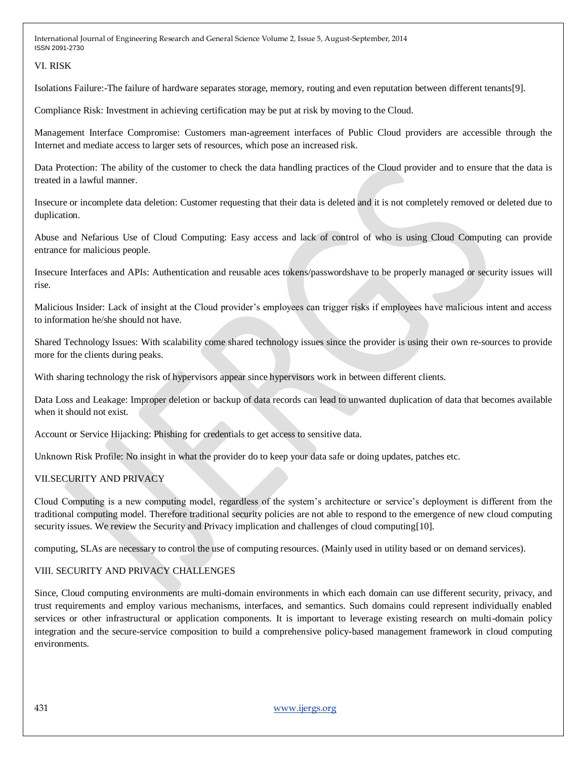## VI. RISK

Isolations Failure:-The failure of hardware separates storage, memory, routing and even reputation between different tenants[9].

Compliance Risk: Investment in achieving certification may be put at risk by moving to the Cloud.

Management Interface Compromise: Customers man-agreement interfaces of Public Cloud providers are accessible through the Internet and mediate access to larger sets of resources, which pose an increased risk.

Data Protection: The ability of the customer to check the data handling practices of the Cloud provider and to ensure that the data is treated in a lawful manner.

Insecure or incomplete data deletion: Customer requesting that their data is deleted and it is not completely removed or deleted due to duplication.

Abuse and Nefarious Use of Cloud Computing: Easy access and lack of control of who is using Cloud Computing can provide entrance for malicious people.

Insecure Interfaces and APIs: Authentication and reusable aces tokens/passwordshave to be properly managed or security issues will rise.

Malicious Insider: Lack of insight at the Cloud provider's employees can trigger risks if employees have malicious intent and access to information he/she should not have.

Shared Technology Issues: With scalability come shared technology issues since the provider is using their own re-sources to provide more for the clients during peaks.

With sharing technology the risk of hypervisors appear since hypervisors work in between different clients.

Data Loss and Leakage: Improper deletion or backup of data records can lead to unwanted duplication of data that becomes available when it should not exist.

Account or Service Hijacking: Phishing for credentials to get access to sensitive data.

Unknown Risk Profile: No insight in what the provider do to keep your data safe or doing updates, patches etc.

## VII.SECURITY AND PRIVACY

Cloud Computing is a new computing model, regardless of the system's architecture or service's deployment is different from the traditional computing model. Therefore traditional security policies are not able to respond to the emergence of new cloud computing security issues. We review the Security and Privacy implication and challenges of cloud computing[10].

computing, SLAs are necessary to control the use of computing resources. (Mainly used in utility based or on demand services).

## VIII. SECURITY AND PRIVACY CHALLENGES

Since, Cloud computing environments are multi-domain environments in which each domain can use different security, privacy, and trust requirements and employ various mechanisms, interfaces, and semantics. Such domains could represent individually enabled services or other infrastructural or application components. It is important to leverage existing research on multi-domain policy integration and the secure-service composition to build a comprehensive policy-based management framework in cloud computing environments.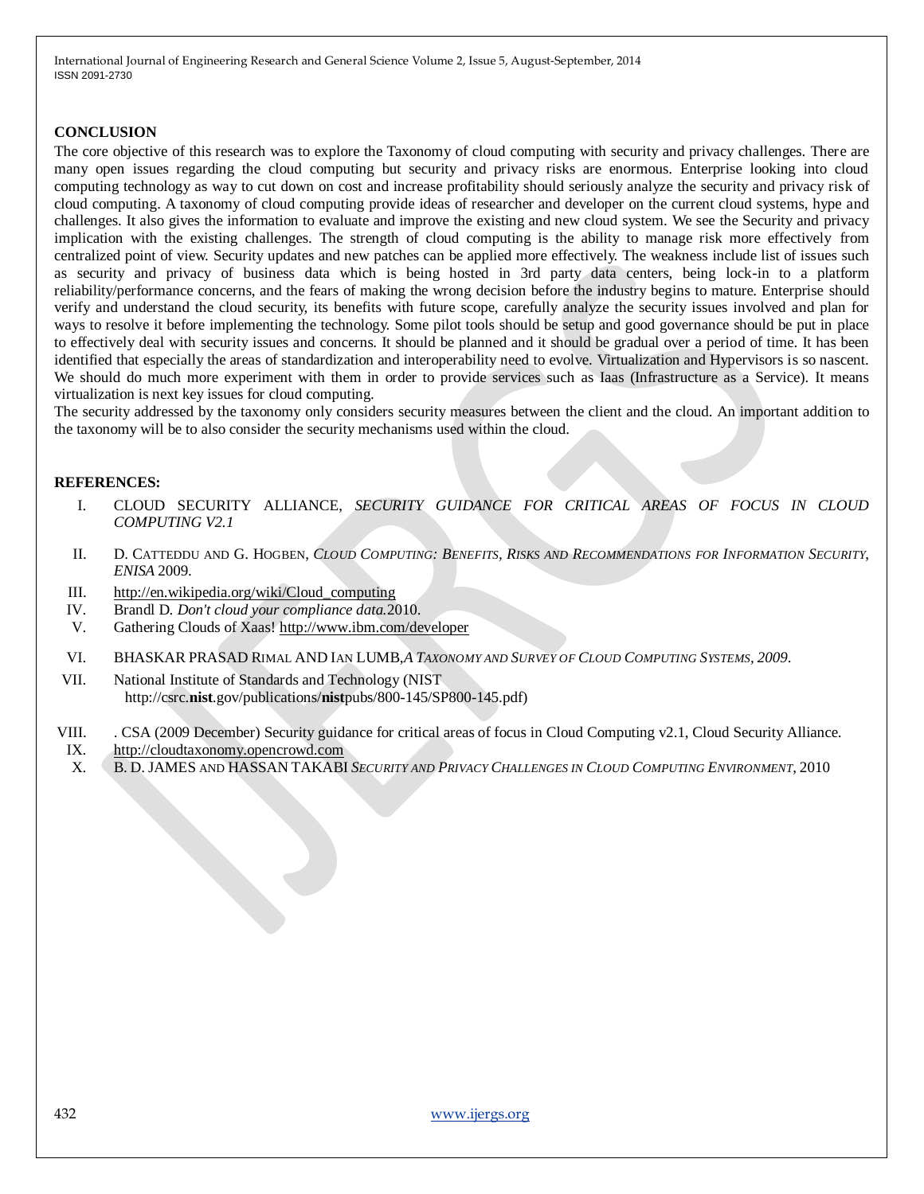## CONCLUSION

The core objective of this research was to explore the Taxonomy of cloud computing with security and privacy challenges. There are many open issues regarding the cloud computing but security and privacy risks are enormous. Enterprise looking into cloud computing technology as way to cut down on cost and increase profitability should seriously analyze the security and privacy risk of cloud computing. A taxonomy of cloud computing provide ideas of researcher and developer on the current cloud systems, hype and challenges. It also gives the information to evaluate and improve the existing and new cloud system. We see the Security and privacy implication with the existing challenges. The strength of cloud computing is the ability to manage risk more effectively from centralized point of view. Security updates and new patches can be applied more effectively. The weakness include list of issues such as security and privacy of business data which is being hosted in 3rd party data centers, being lock-in to a platform reliability/performance concerns, and the fears of making the wrong decision before the industry begins to mature. Enterprise should verify and understand the cloud security, its benefits with future scope, carefully analyze the security issues involved and plan for ways to resolve it before implementing the technology. Some pilot tools should be setup and good governance should be put in place to effectively deal with security issues and concerns. It should be planned and it should be gradual over a period of time. It has been identified that especially the areas of standardization and interoperability need to evolve. Virtualization and Hypervisors is so nascent. We should do much more experiment with them in order to provide services such as Iaas (Infrastructure as a Service). It means virtualization is next key issues for cloud computing.

The security addressed by the taxonomy only considers security measures between the client and the cloud. An important addition to the taxonomy will be to also consider the security mechanisms used within the cloud.

## REFERENCES:

I. CLOUD SECURITY ALLIANCE, *SECURITY GUIDANCE FOR CRITICAL AREAS OF FOCUS IN CLOUD COMPUTING V2.1*

II. D. CATTEDDU AND G. HOGBEN, *CLOUD COMPUTING: BENEFITS, RISKS AND RECOMMENDATIONS FOR INFORMATION SECURITY, ENISA* 2009.

III. http://en.wikipedia.org/wiki/Cloud_computing

IV. Brandl D. *Don't cloud your compliance data.*2010.

V. Gathering Clouds of Xaas! http://www.ibm.com/developer

VI. BHASKAR PRASAD RIMAL AND IAN LUMB,*A TAXONOMY AND SURVEY OF CLOUD COMPUTING SYSTEMS, 2009.*

VII. National Institute of Standards and Technology (NIST http://csrc.**nist**.gov/publications/**nist**pubs/800-145/SP800-145.pdf)

VIII. . CSA (2009 December) Security guidance for critical areas of focus in Cloud Computing v2.1, Cloud Security Alliance.

IX. http://cloudtaxonomy.opencrowd.com

X. B. D. JAMES AND HASSAN TAKABI *SECURITY AND PRIVACY CHALLENGES IN CLOUD COMPUTING ENVIRONMENT*, 2010